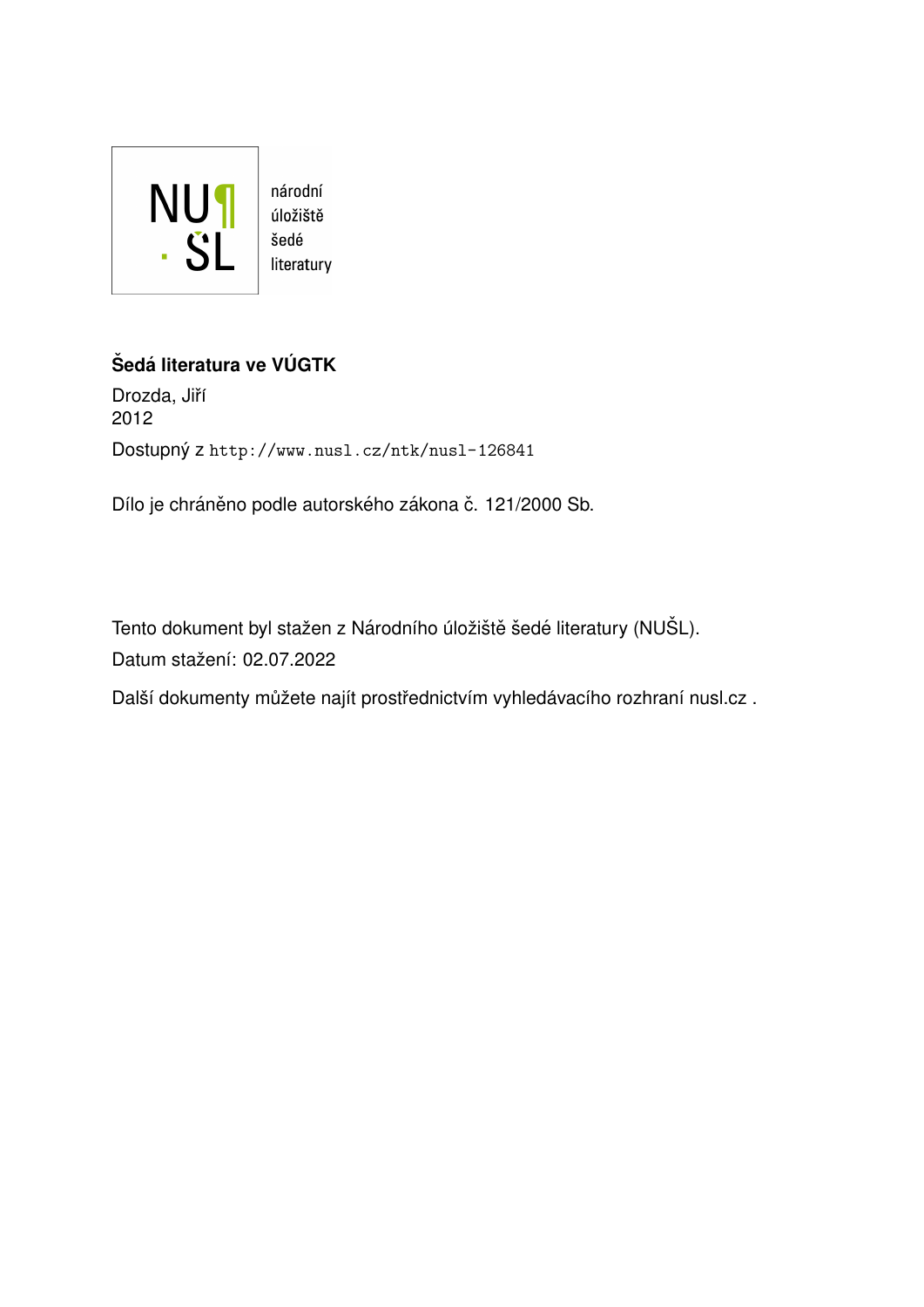národní
úložiště
šedé
literatury

**Šedá literatura ve VÚGTK**

Drozda, Jiří
2012

Dostupný z http://www.nusl.cz/ntk/nusl-126841

Dílo je chráněno podle autorského zákona č. 121/2000 Sb.

Tento dokument byl stažen z Národního úložiště šedé literatury (NUŠL).

Datum stažení: 02.07.2022

Další dokumenty můžete najít prostřednictvím vyhledávacího rozhraní nusl.cz .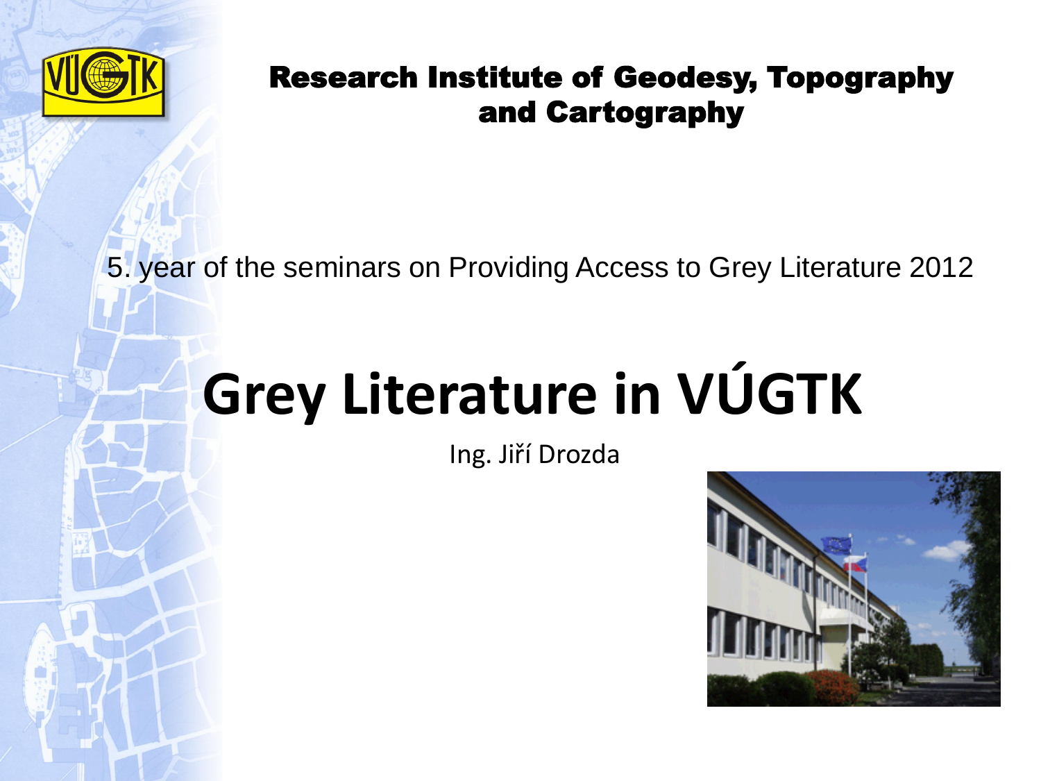**Research Institute of Geodesy, Topography and Cartography**

5. year of the seminars on Providing Access to Grey Literature 2012

# Grey Literature in VÚGTK

Ing. Jiří Drozda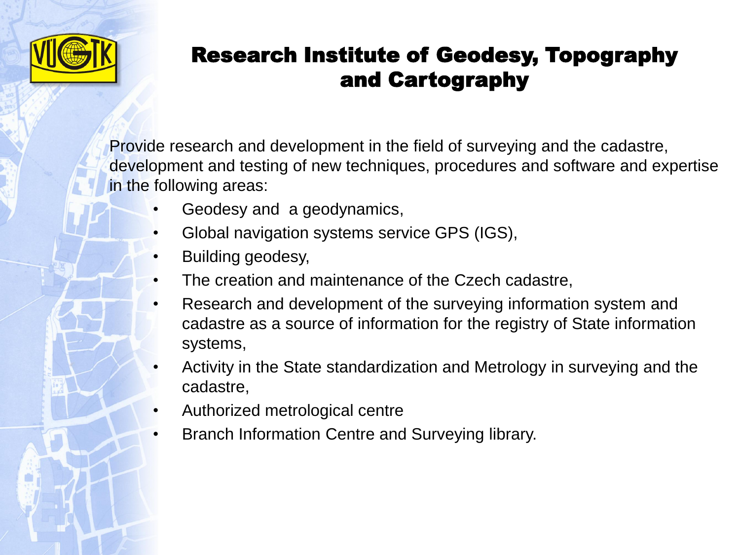# Research Institute of Geodesy, Topography and Cartography

Provide research and development in the field of surveying and the cadastre, development and testing of new techniques, procedures and software and expertise in the following areas:

- Geodesy and  a geodynamics,
- Global navigation systems service GPS (IGS),
- Building geodesy,
- The creation and maintenance of the Czech cadastre,
- Research and development of the surveying information system and cadastre as a source of information for the registry of State information systems,
- Activity in the State standardization and Metrology in surveying and the cadastre,
- Authorized metrological centre
- Branch Information Centre and Surveying library.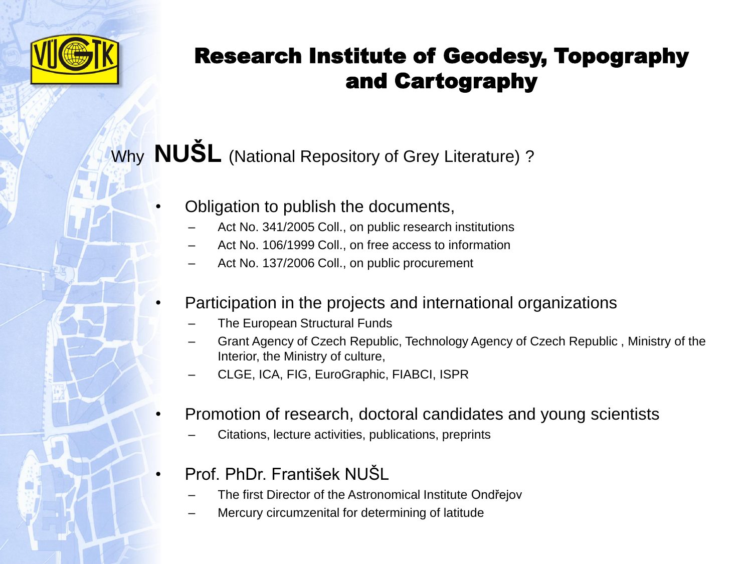# Research Institute of Geodesy, Topography and Cartography

## Why **NUŠL** (National Repository of Grey Literature) ?

- Obligation to publish the documents,
  - Act No. 341/2005 Coll., on public research institutions
  - Act No. 106/1999 Coll., on free access to information
  - Act No. 137/2006 Coll., on public procurement

- Participation in the projects and international organizations
  - The European Structural Funds
  - Grant Agency of Czech Republic, Technology Agency of Czech Republic , Ministry of the Interior, the Ministry of culture,
  - CLGE, ICA, FIG, EuroGraphic, FIABCI, ISPR

- Promotion of research, doctoral candidates and young scientists
  - Citations, lecture activities, publications, preprints

- Prof. PhDr. František NUŠL
  - The first Director of the Astronomical Institute Ondřejov
  - Mercury circumzenital for determining of latitude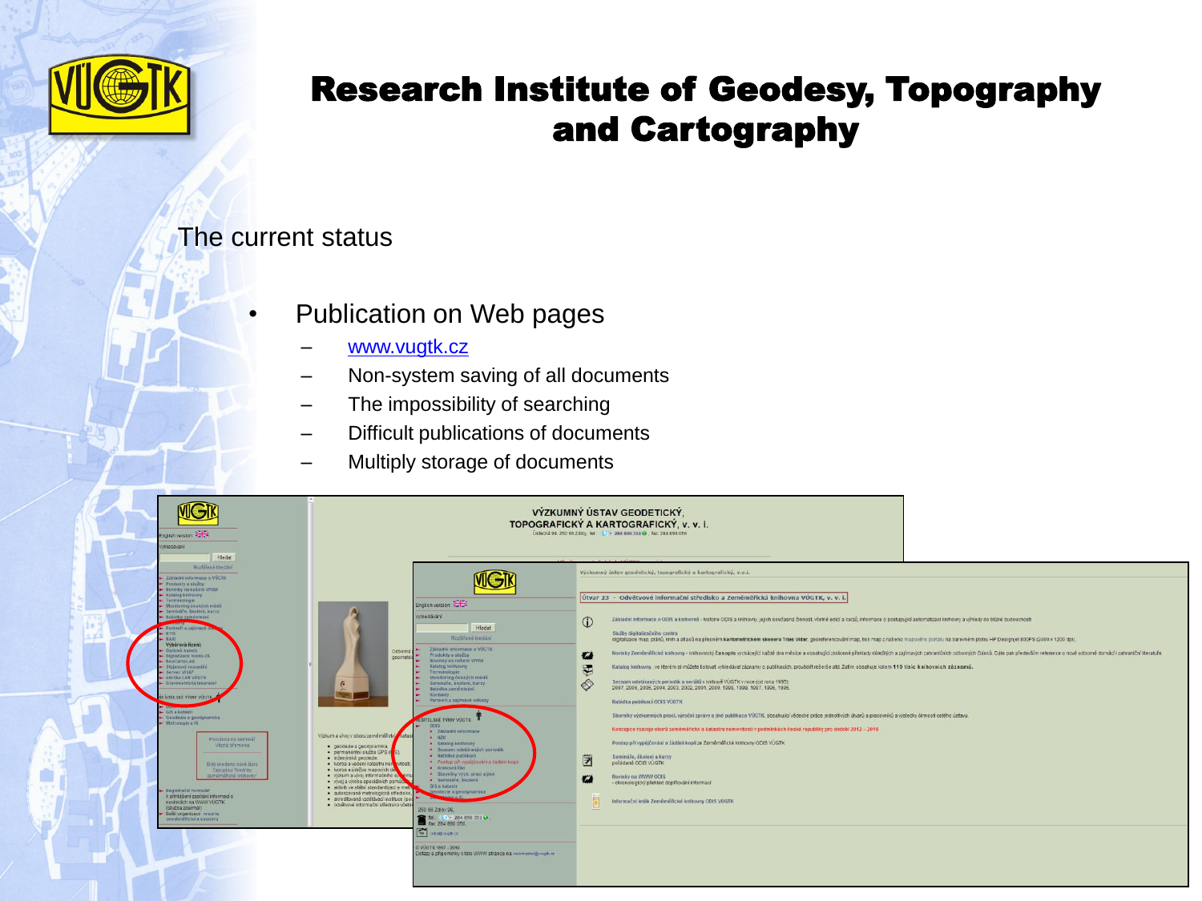# Research Institute of Geodesy, Topography and Cartography

The current status

- Publication on Web pages
  - www.vugtk.cz
  - Non-system saving of all documents
  - The impossibility of searching
  - Difficult publications of documents
  - Multiply storage of documents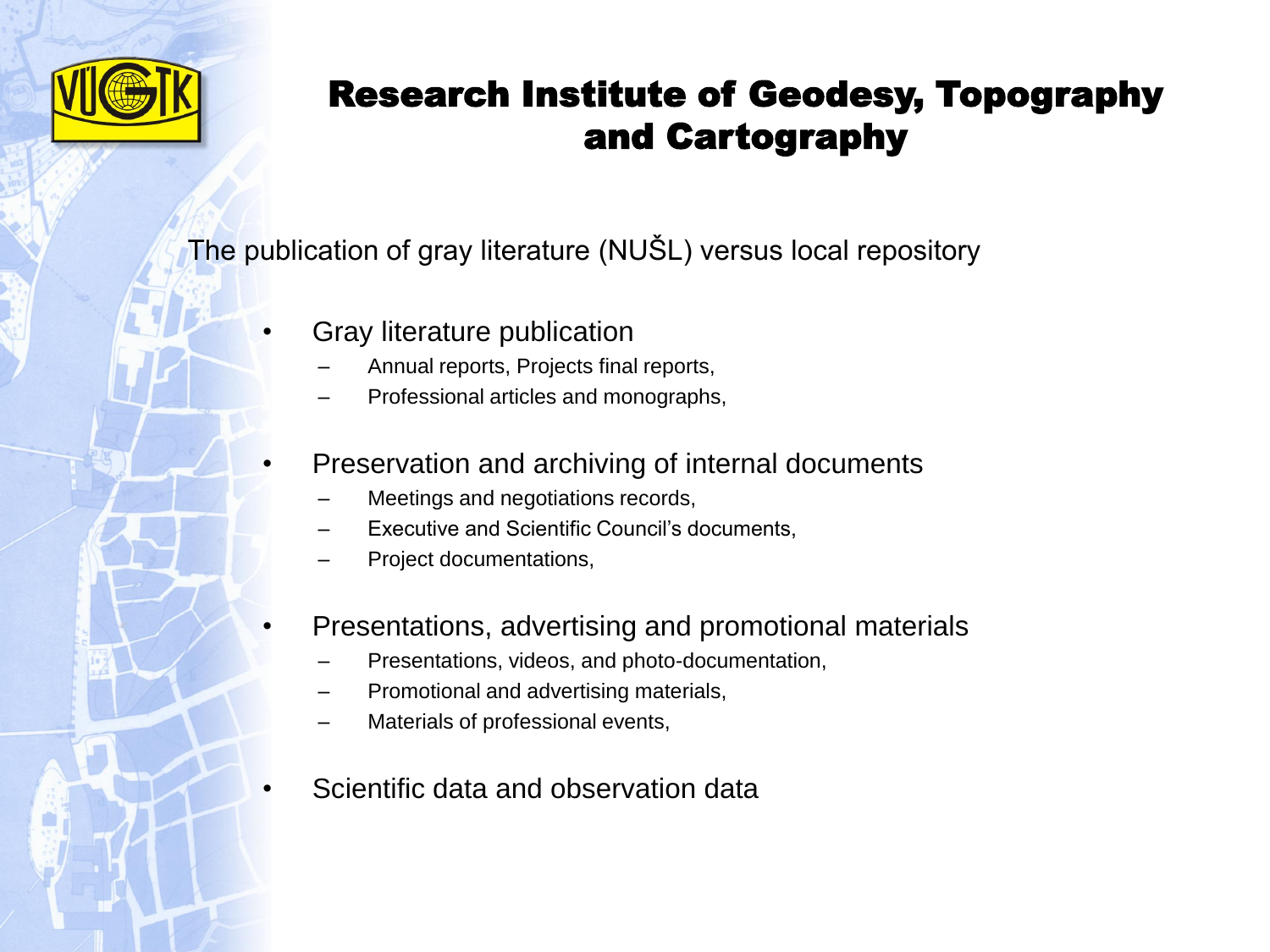# Research Institute of Geodesy, Topography and Cartography

The publication of gray literature (NUŠL) versus local repository

- Gray literature publication
  - Annual reports, Projects final reports,
  - Professional articles and monographs,
- Preservation and archiving of internal documents
  - Meetings and negotiations records,
  - Executive and Scientific Council's documents,
  - Project documentations,
- Presentations, advertising and promotional materials
  - Presentations, videos, and photo-documentation,
  - Promotional and advertising materials,
  - Materials of professional events,
- Scientific data and observation data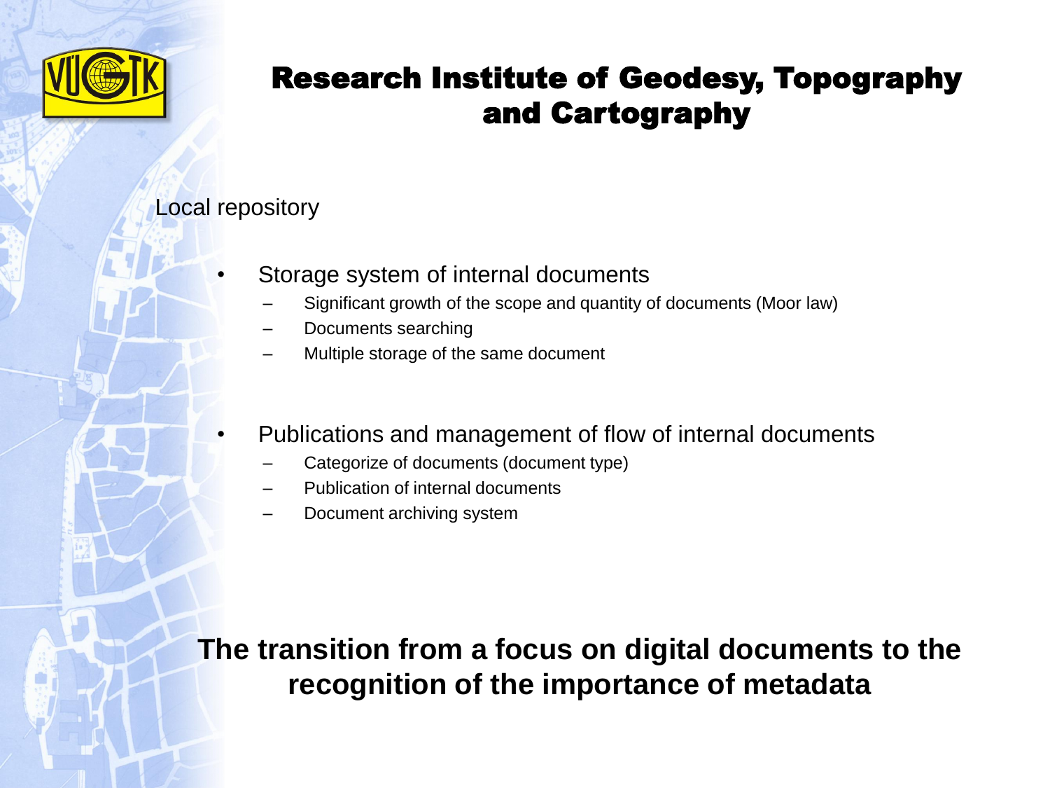# Research Institute of Geodesy, Topography and Cartography

Local repository

- Storage system of internal documents
  - Significant growth of the scope and quantity of documents (Moor law)
  - Documents searching
  - Multiple storage of the same document

- Publications and management of flow of internal documents
  - Categorize of documents (document type)
  - Publication of internal documents
  - Document archiving system

**The transition from a focus on digital documents to the recognition of the importance of metadata**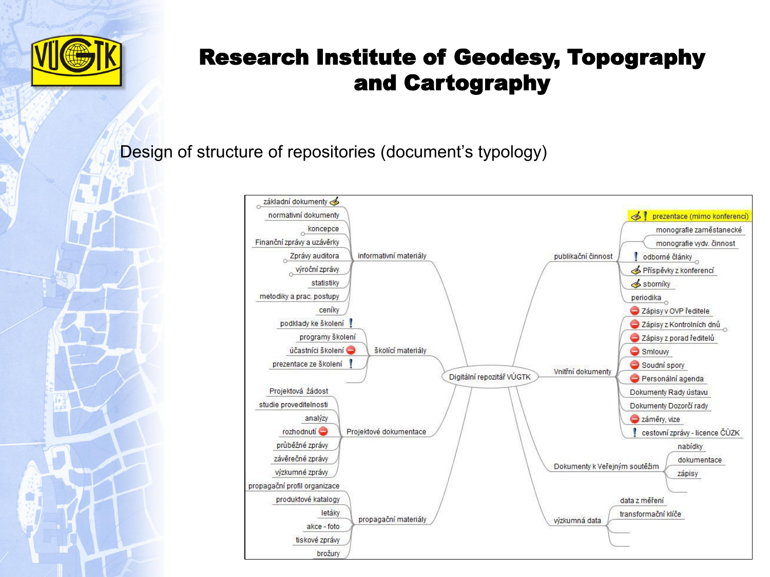# Research Institute of Geodesy, Topography and Cartography

Design of structure of repositories (document's typology)

- **Digitální repozitář VÚGTK**
  - informativní materiály
    - základní dokumenty
    - normativní dokumenty
    - koncepce
    - Finanční zprávy a uzávěrky
    - Zprávy auditora
    - výroční zprávy
    - statistiky
    - metodiky a prac. postupy
    - ceníky
  - školící materiály
    - podklady ke školení
    - programy školení
    - účastníci školení
    - prezentace ze školení
  - Projektové dokumentace
    - Projektová žádost
    - studie proveditelnosti
    - analýzy
    - rozhodnutí
    - průběžné zprávy
    - závěrečné zprávy
    - výzkumné zprávy
  - propagační materiály
    - propagační profil organizace
    - produktové katalogy
    - letáky
    - akce - foto
    - tiskové zprávy
    - brožury
  - publikační činnost
    - prezentace (mimo konferencí)
    - monografie zaměstnanecké
    - monografie vydv. činnost
    - odborné články
    - Příspěvky z konferencí
    - sborníky
    - periodika
  - Vnitřní dokumenty
    - Zápisy v OVP ředitele
    - Zápisy z Kontrolních dnů
    - Zápisy z porad ředitelů
    - Smlouvy
    - Soudní spory
    - Personální agenda
    - Dokumenty Rady ústavu
    - Dokumenty Dozorčí rady
    - záměry, vize
    - cestovní zprávy - licence ČÚZK
  - Dokumenty k Veřejným soutěžím
    - nabídky
    - dokumentace
    - zápisy
  - výzkumná data
    - data z měření
    - transformační klíče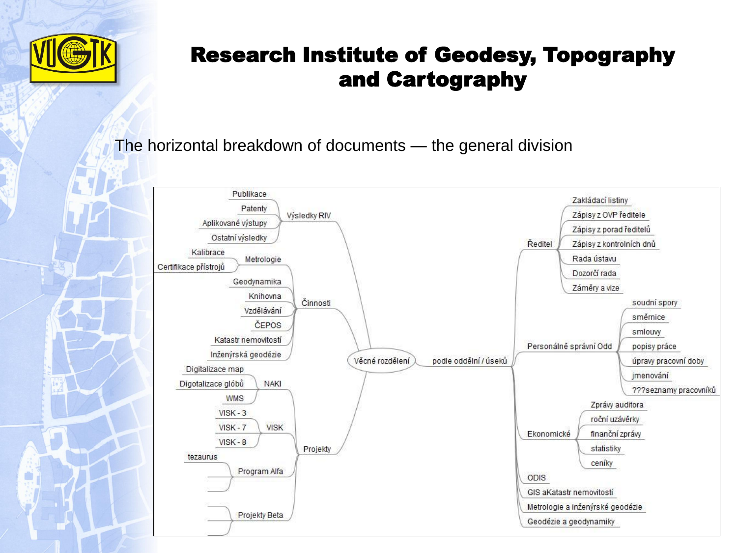# Research Institute of Geodesy, Topography and Cartography

The horizontal breakdown of documents — the general division

- Věcné rozdělení
  - Výsledky RIV
    - Publikace
    - Patenty
    - Aplikované výstupy
    - Ostatní výsledky
  - Činnosti
    - Metrologie
      - Kalibrace
      - Certifikace přístrojů
    - Geodynamika
    - Knihovna
    - Vzdělávání
    - ČEPOS
    - Katastr nemovitostí
    - Inženýrská geodézie
  - Projekty
    - NAKI
      - Digitalizace map
      - Digotalizace glóbů
      - WMS
    - VISK
      - VISK - 3
      - VISK - 7
      - VISK - 8
    - Program Alfa
      - tezaurus
    - Projekty Beta
- podle oddělní / úseků
  - Ředitel
    - Zakládací listiny
    - Zápisy z OVP ředitele
    - Zápisy z porad ředitelů
    - Zápisy z kontrolních dnů
    - Rada ústavu
    - Dozorčí rada
    - Záměry a vize
  - Personálně správní Odd
    - soudní spory
    - směrnice
    - smlouvy
    - popisy práce
    - úpravy pracovní doby
    - jmenování
    - ???seznamy pracovníků
  - Ekonomické
    - Zprávy auditora
    - roční uzávěrky
    - finanční zprávy
    - statistiky
    - ceníky
  - ODIS
  - GIS aKatastr nemovitostí
  - Metrologie a inženýrské geodézie
  - Geodézie a geodynamiky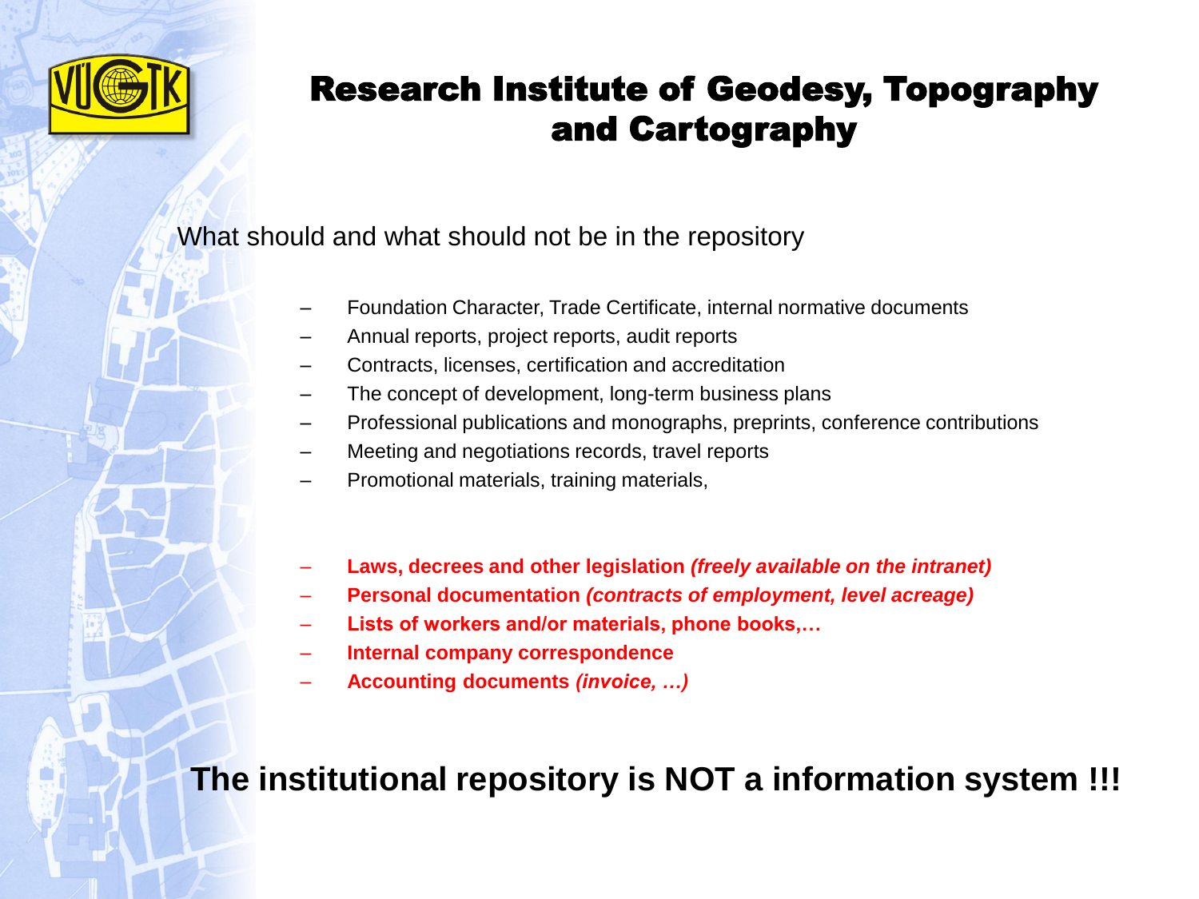# Research Institute of Geodesy, Topography and Cartography

What should and what should not be in the repository

- Foundation Character, Trade Certificate, internal normative documents
- Annual reports, project reports, audit reports
- Contracts, licenses, certification and accreditation
- The concept of development, long-term business plans
- Professional publications and monographs, preprints, conference contributions
- Meeting and negotiations records, travel reports
- Promotional materials, training materials,

- **Laws, decrees and other legislation *(freely available on the intranet)***
- **Personal documentation *(contracts of employment, level acreage)***
- **Lists of workers and/or materials, phone books,…**
- **Internal company correspondence**
- **Accounting documents *(invoice, …)***

**The institutional repository is NOT a information system !!!**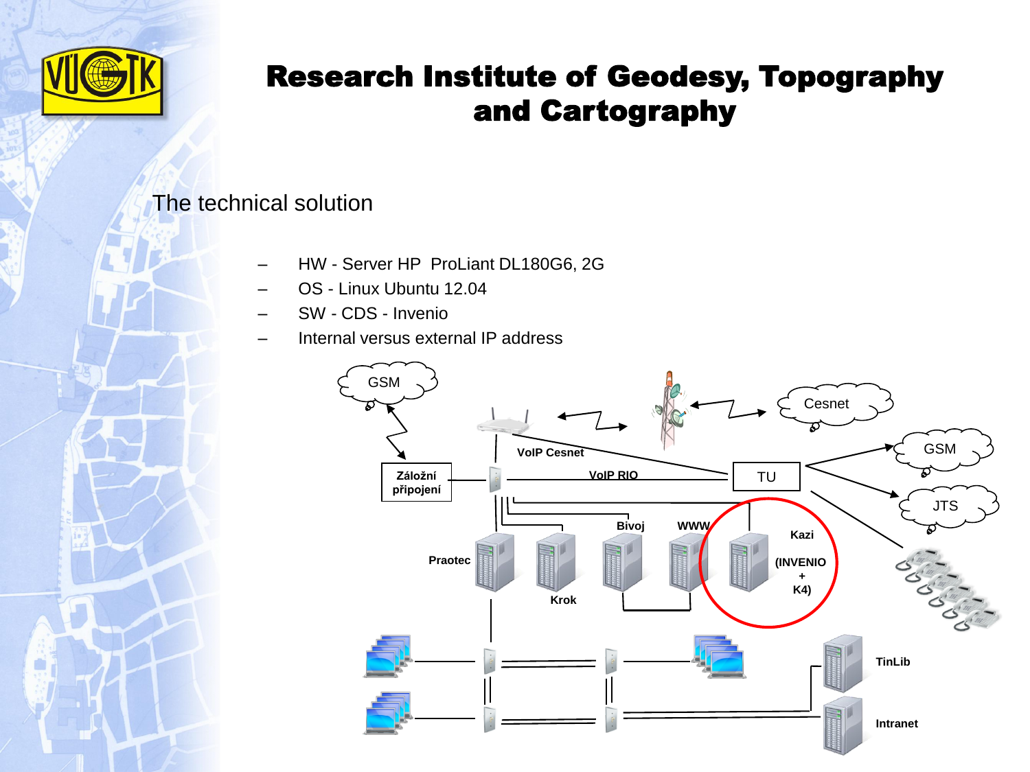# Research Institute of Geodesy, Topography and Cartography

## The technical solution

- HW - Server HP ProLiant DL180G6, 2G
- OS - Linux Ubuntu 12.04
- SW - CDS - Invenio
- Internal versus external IP address

GSM

Cesnet

GSM

JTS

VoIP Cesnet

VoIP RIO

TU

Záložní připojení

Bivoj

WWW

Kazi

(INVENIO + K4)

Praotec

Krok

TinLib

Intranet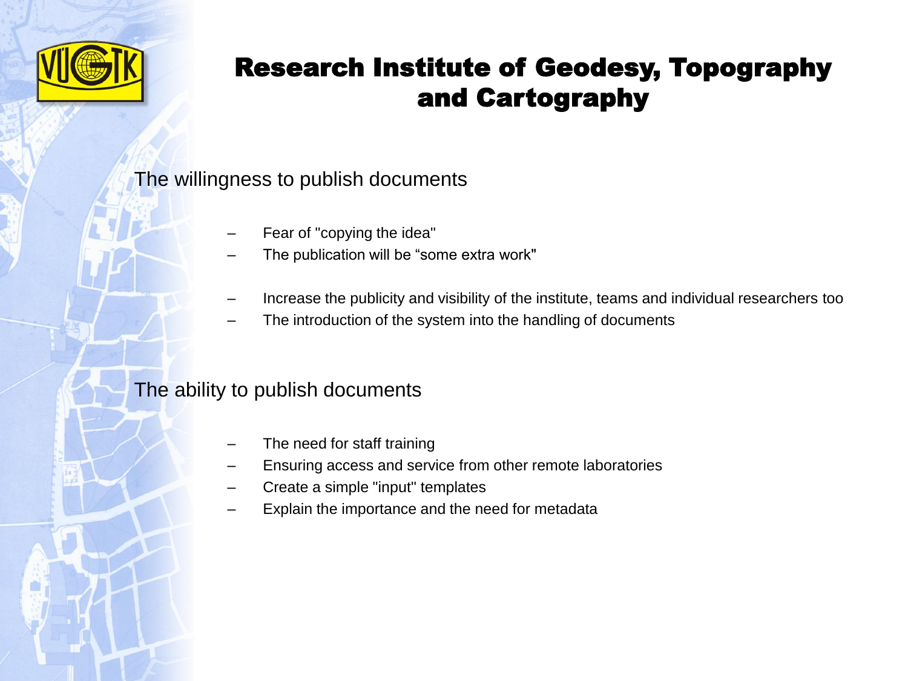# Research Institute of Geodesy, Topography and Cartography

## The willingness to publish documents

- Fear of "copying the idea"
- The publication will be “some extra work"

- Increase the publicity and visibility of the institute, teams and individual researchers too
- The introduction of the system into the handling of documents

## The ability to publish documents

- The need for staff training
- Ensuring access and service from other remote laboratories
- Create a simple "input" templates
- Explain the importance and the need for metadata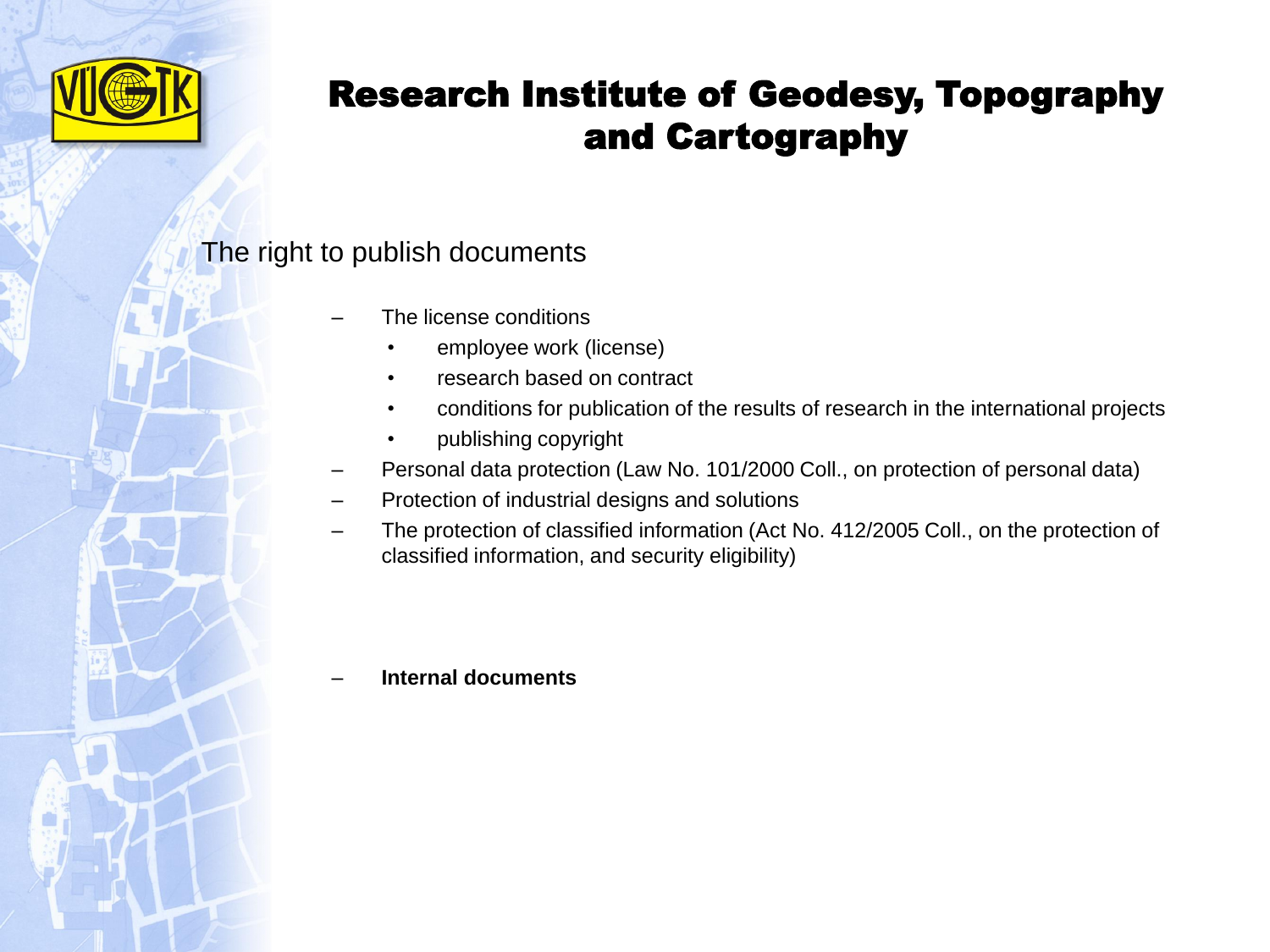# Research Institute of Geodesy, Topography and Cartography

## The right to publish documents

- The license conditions
  - employee work (license)
  - research based on contract
  - conditions for publication of the results of research in the international projects
  - publishing copyright
- Personal data protection (Law No. 101/2000 Coll., on protection of personal data)
- Protection of industrial designs and solutions
- The protection of classified information (Act No. 412/2005 Coll., on the protection of classified information, and security eligibility)

- **Internal documents**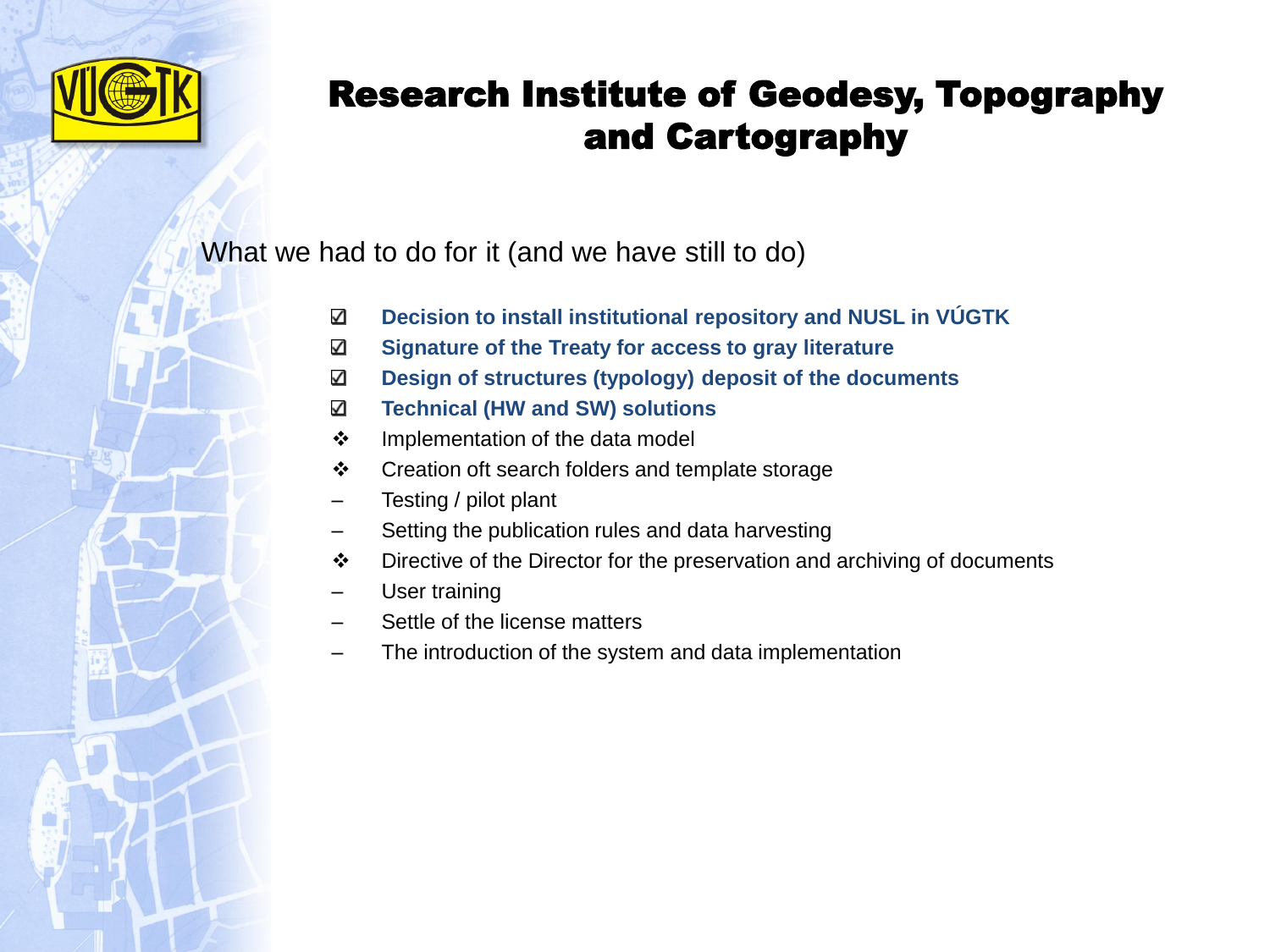# Research Institute of Geodesy, Topography and Cartography

What we had to do for it (and we have still to do)

- ☑ **Decision to install institutional repository and NUSL in VÚGTK**
- ☑ **Signature of the Treaty for access to gray literature**
- ☑ **Design of structures (typology) deposit of the documents**
- ☑ **Technical (HW and SW) solutions**
- ❖ Implementation of the data model
- ❖ Creation oft search folders and template storage
- – Testing / pilot plant
- – Setting the publication rules and data harvesting
- ❖ Directive of the Director for the preservation and archiving of documents
- – User training
- – Settle of the license matters
- – The introduction of the system and data implementation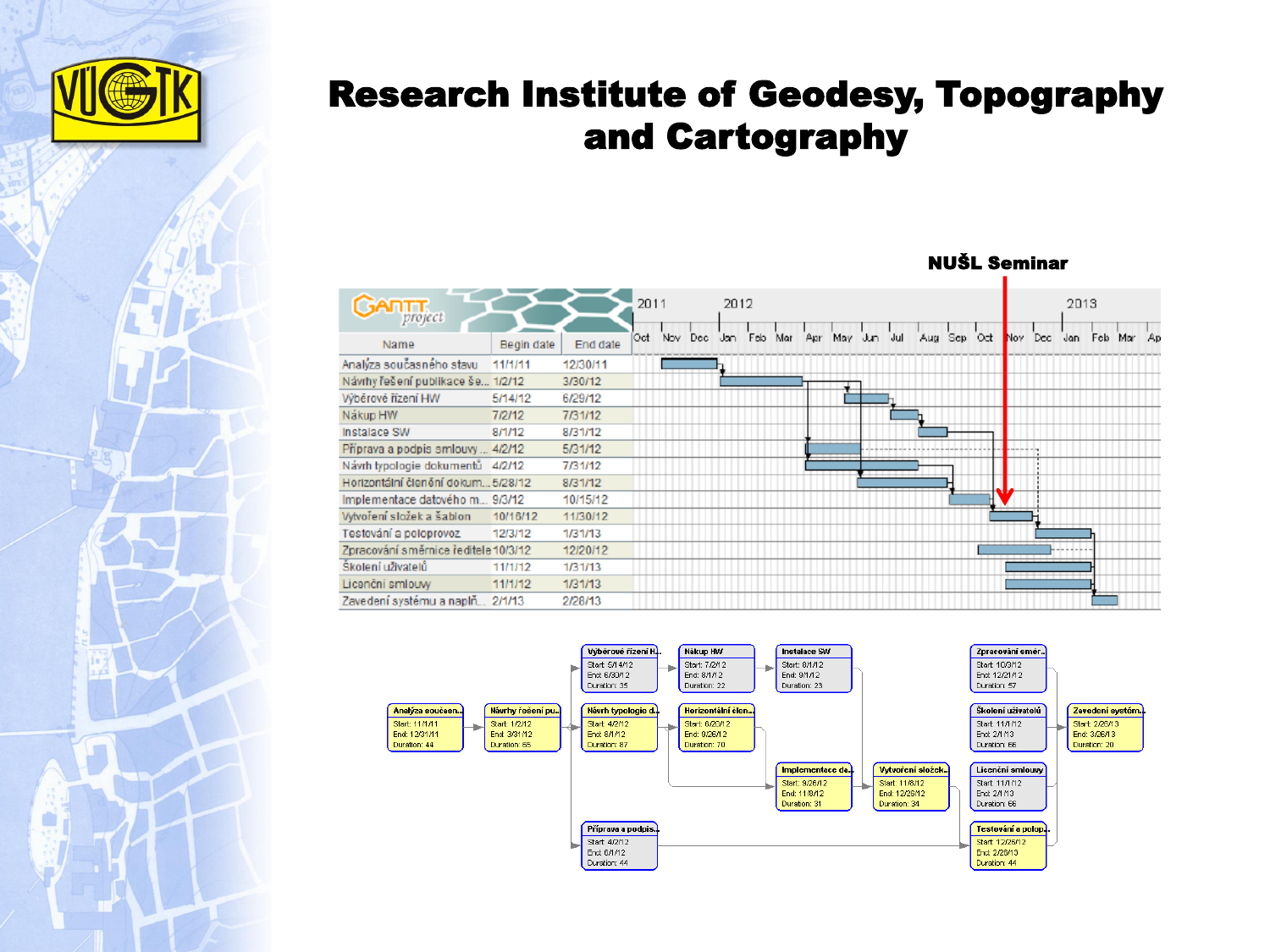# Research Institute of Geodesy, Topography and Cartography

NUŠL Seminar

| Name | Begin date | End date |
|---|---|---|
| Analýza současného stavu | 11/1/11 | 12/30/11 |
| Návrhy řešení publikace še... | 1/2/12 | 3/30/12 |
| Výběrové řízení HW | 5/14/12 | 6/29/12 |
| Nákup HW | 7/2/12 | 7/31/12 |
| Instalace SW | 8/1/12 | 8/31/12 |
| Příprava a podpis smlouvy ... | 4/2/12 | 5/31/12 |
| Návrh typologie dokumentů | 4/2/12 | 7/31/12 |
| Horizontální členění dokum... | 5/28/12 | 8/31/12 |
| Implementace datového m... | 9/3/12 | 10/15/12 |
| Vytvoření složek a šablon | 10/16/12 | 11/30/12 |
| Testování a poloprovoz | 12/3/12 | 1/31/13 |
| Zpracování směrnice ředitele | 10/3/12 | 12/20/12 |
| Školení uživatelů | 11/1/12 | 1/31/13 |
| Licenční smlouvy | 11/1/12 | 1/31/13 |
| Zavedení systému a naplň... | 2/1/13 | 2/28/13 |

| Task | Start | End | Duration |
|---|---|---|---|
| Analýza součesn... | 11/1/11 | 12/31/11 | 44 |
| Návrhy řešení pu... | 1/2/12 | 3/31/12 | 65 |
| Výběrové řízení H... | 5/14/12 | 6/30/12 | 35 |
| Návrh typologie d... | 4/2/12 | 8/1/12 | 87 |
| Příprava a podpis... | 4/2/12 | 6/1/12 | 44 |
| Nákup HW | 7/2/12 | 8/1/12 | 22 |
| Horizontální člen... | 6/20/12 | 9/26/12 | 70 |
| Instalace SW | 8/1/12 | 9/1/12 | 23 |
| Implementace da... | 9/26/12 | 11/8/12 | 31 |
| Vytvoření složek... | 11/8/12 | 12/26/12 | 34 |
| Zpracování směr... | 10/3/12 | 12/21/12 | 57 |
| Školení uživatelů | 11/1/12 | 2/1/13 | 66 |
| Licenční smlouvy | 11/1/12 | 2/1/13 | 66 |
| Testování a polop... | 12/26/12 | 2/26/13 | 44 |
| Zavedení systém... | 2/26/13 | 3/26/13 | 20 |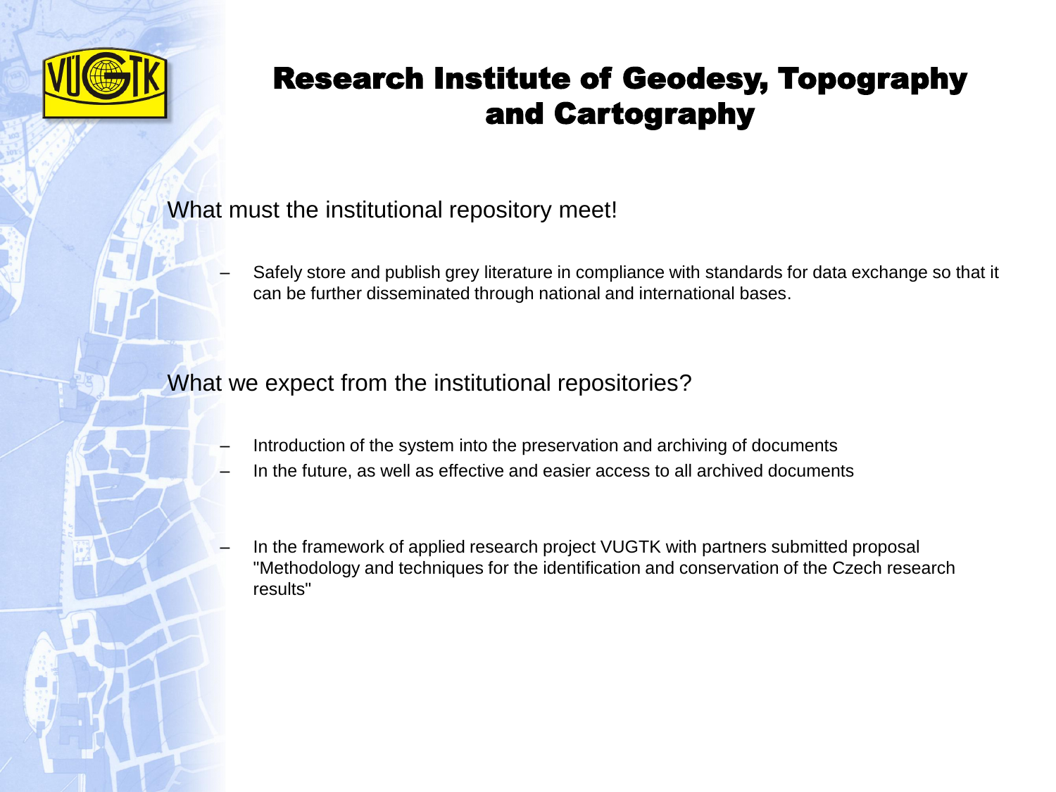# Research Institute of Geodesy, Topography and Cartography

What must the institutional repository meet!

- Safely store and publish grey literature in compliance with standards for data exchange so that it can be further disseminated through national and international bases.

What we expect from the institutional repositories?

- Introduction of the system into the preservation and archiving of documents
- In the future, as well as effective and easier access to all archived documents

- In the framework of applied research project VUGTK with partners submitted proposal "Methodology and techniques for the identification and conservation of the Czech research results"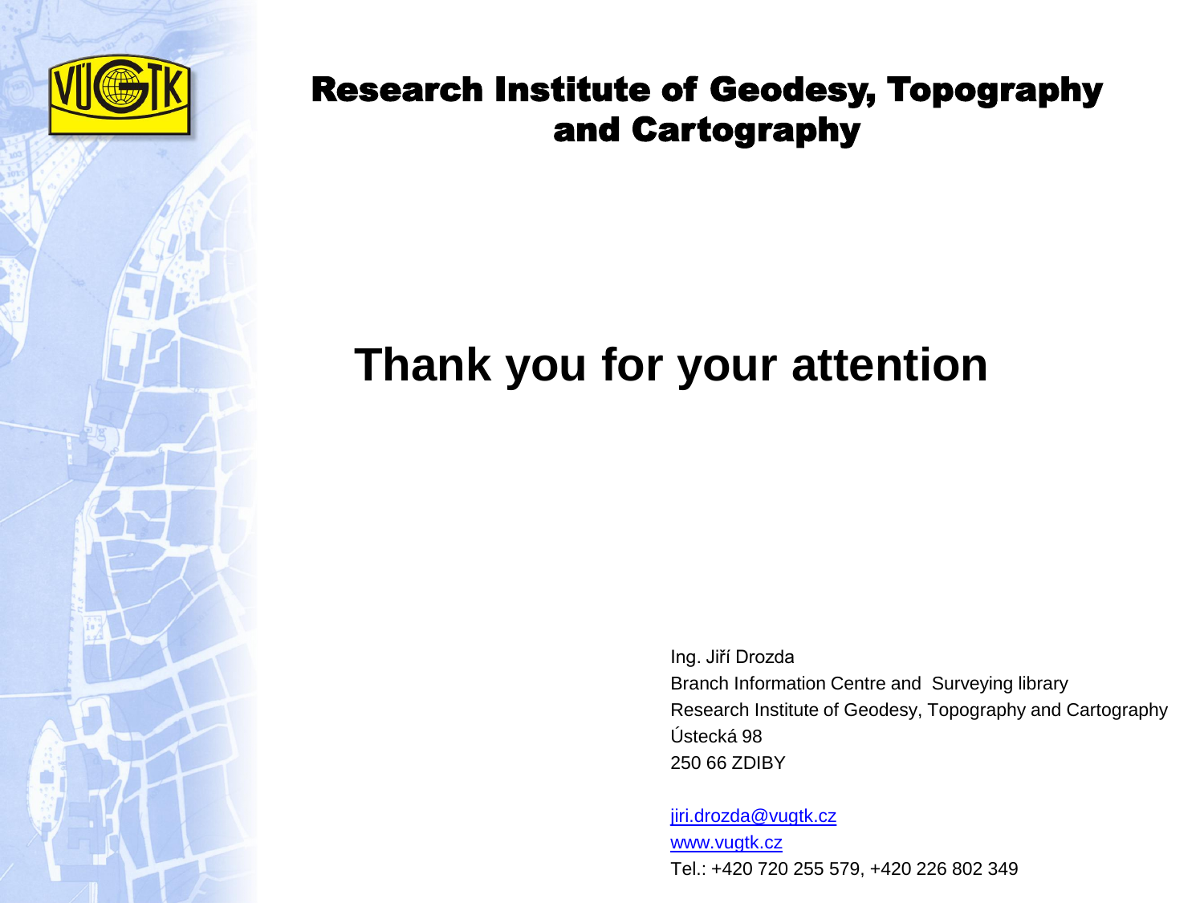## Research Institute of Geodesy, Topography and Cartography

# Thank you for your attention

Ing. Jiří Drozda
Branch Information Centre and Surveying library
Research Institute of Geodesy, Topography and Cartography
Ústecká 98
250 66 ZDIBY

jiri.drozda@vugtk.cz
www.vugtk.cz
Tel.: +420 720 255 579, +420 226 802 349